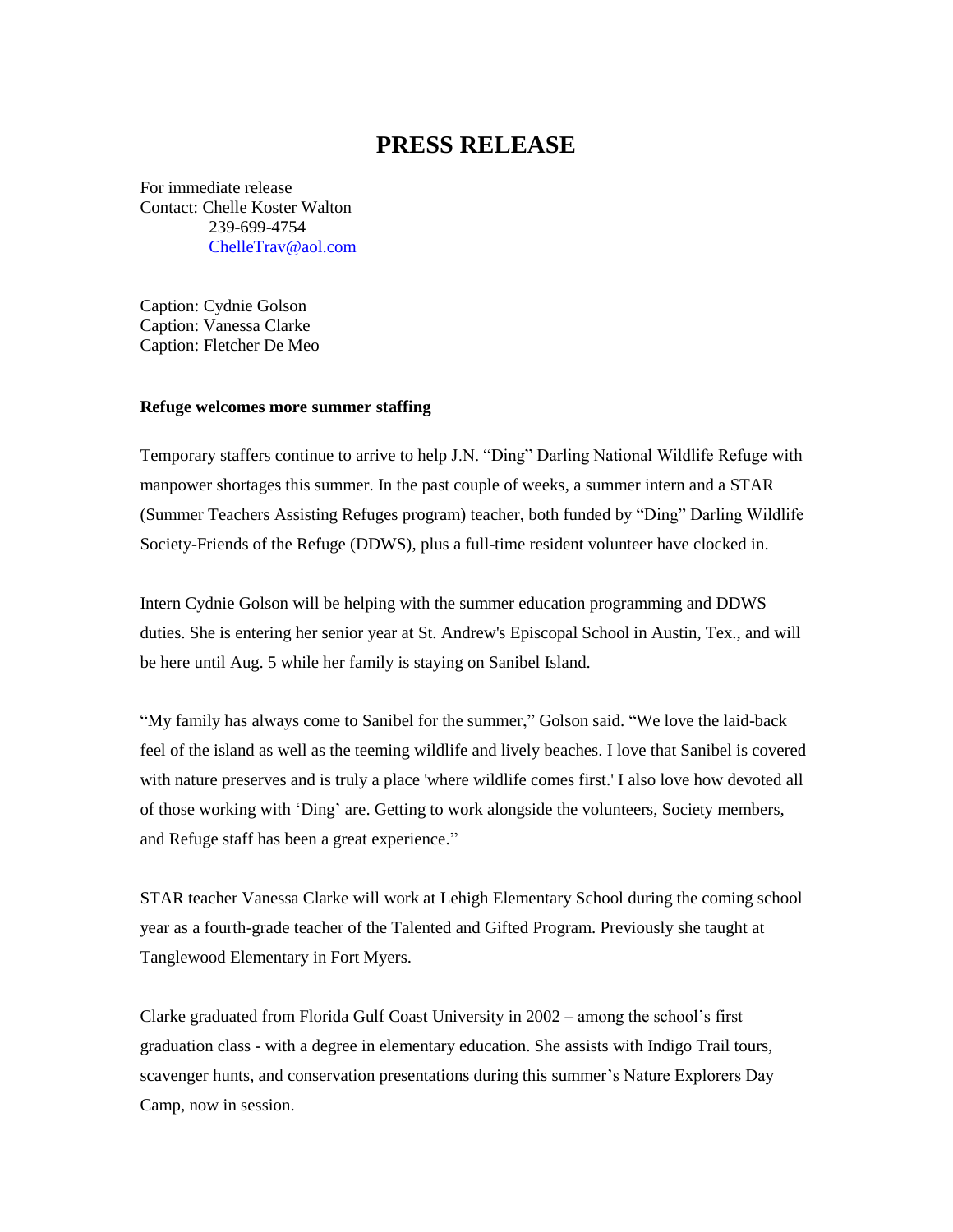# PRESS RELEASE

For immediate release
Contact: Chelle Koster Walton
239-699-4754
ChelleTrav@aol.com

Caption: Cydnie Golson
Caption: Vanessa Clarke
Caption: Fletcher De Meo

**Refuge welcomes more summer staffing**

Temporary staffers continue to arrive to help J.N. "Ding" Darling National Wildlife Refuge with manpower shortages this summer. In the past couple of weeks, a summer intern and a STAR (Summer Teachers Assisting Refuges program) teacher, both funded by "Ding" Darling Wildlife Society-Friends of the Refuge (DDWS), plus a full-time resident volunteer have clocked in.

Intern Cydnie Golson will be helping with the summer education programming and DDWS duties. She is entering her senior year at St. Andrew's Episcopal School in Austin, Tex., and will be here until Aug. 5 while her family is staying on Sanibel Island.

"My family has always come to Sanibel for the summer," Golson said. "We love the laid-back feel of the island as well as the teeming wildlife and lively beaches. I love that Sanibel is covered with nature preserves and is truly a place 'where wildlife comes first.' I also love how devoted all of those working with 'Ding' are. Getting to work alongside the volunteers, Society members, and Refuge staff has been a great experience."

STAR teacher Vanessa Clarke will work at Lehigh Elementary School during the coming school year as a fourth-grade teacher of the Talented and Gifted Program. Previously she taught at Tanglewood Elementary in Fort Myers.

Clarke graduated from Florida Gulf Coast University in 2002 – among the school's first graduation class - with a degree in elementary education. She assists with Indigo Trail tours, scavenger hunts, and conservation presentations during this summer's Nature Explorers Day Camp, now in session.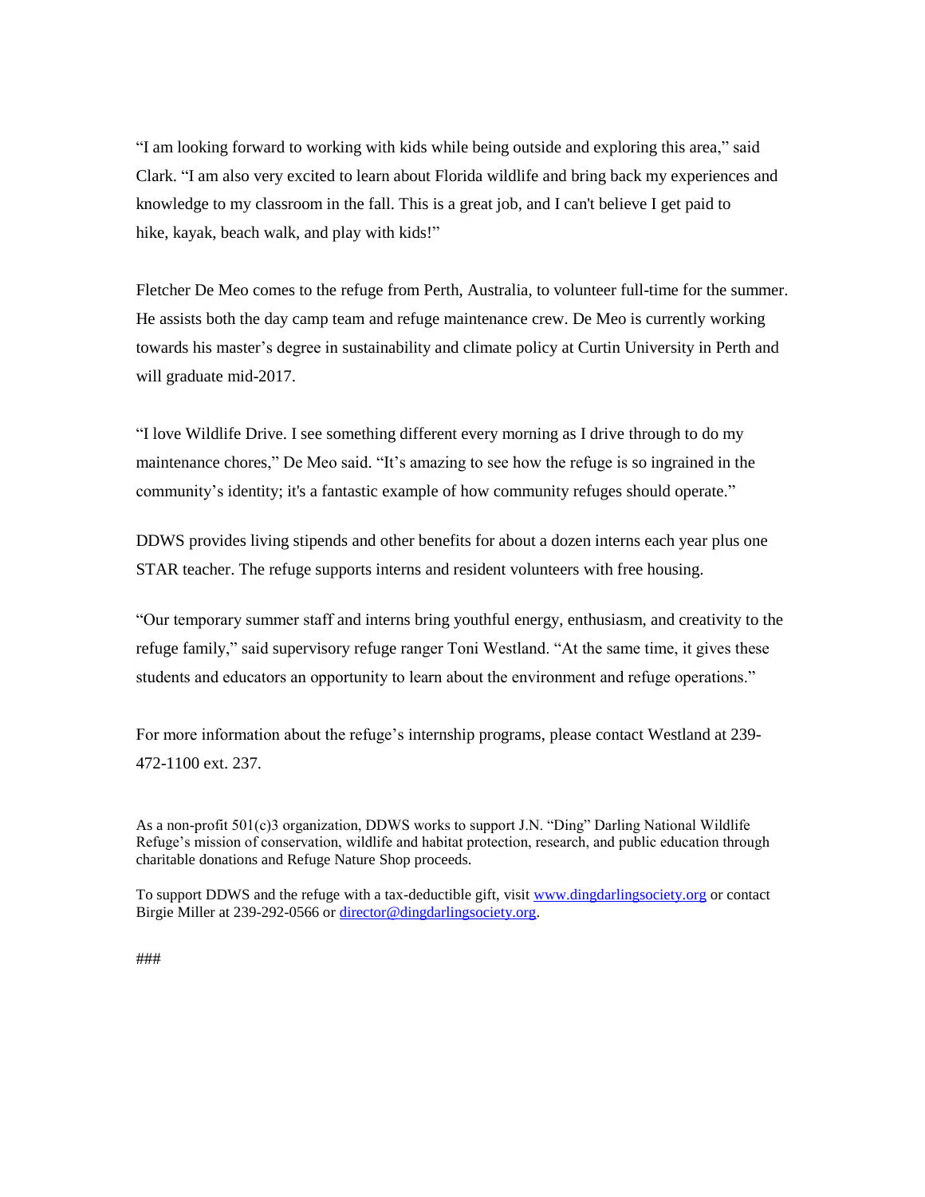"I am looking forward to working with kids while being outside and exploring this area," said Clark. "I am also very excited to learn about Florida wildlife and bring back my experiences and knowledge to my classroom in the fall. This is a great job, and I can't believe I get paid to hike, kayak, beach walk, and play with kids!"

Fletcher De Meo comes to the refuge from Perth, Australia, to volunteer full-time for the summer. He assists both the day camp team and refuge maintenance crew. De Meo is currently working towards his master's degree in sustainability and climate policy at Curtin University in Perth and will graduate mid-2017.

"I love Wildlife Drive. I see something different every morning as I drive through to do my maintenance chores," De Meo said. "It's amazing to see how the refuge is so ingrained in the community's identity; it's a fantastic example of how community refuges should operate."

DDWS provides living stipends and other benefits for about a dozen interns each year plus one STAR teacher. The refuge supports interns and resident volunteers with free housing.

"Our temporary summer staff and interns bring youthful energy, enthusiasm, and creativity to the refuge family," said supervisory refuge ranger Toni Westland. "At the same time, it gives these students and educators an opportunity to learn about the environment and refuge operations."

For more information about the refuge's internship programs, please contact Westland at 239-472-1100 ext. 237.

As a non-profit 501(c)3 organization, DDWS works to support J.N. "Ding" Darling National Wildlife Refuge's mission of conservation, wildlife and habitat protection, research, and public education through charitable donations and Refuge Nature Shop proceeds.

To support DDWS and the refuge with a tax-deductible gift, visit www.dingdarlingsociety.org or contact Birgie Miller at 239-292-0566 or director@dingdarlingsociety.org.

###